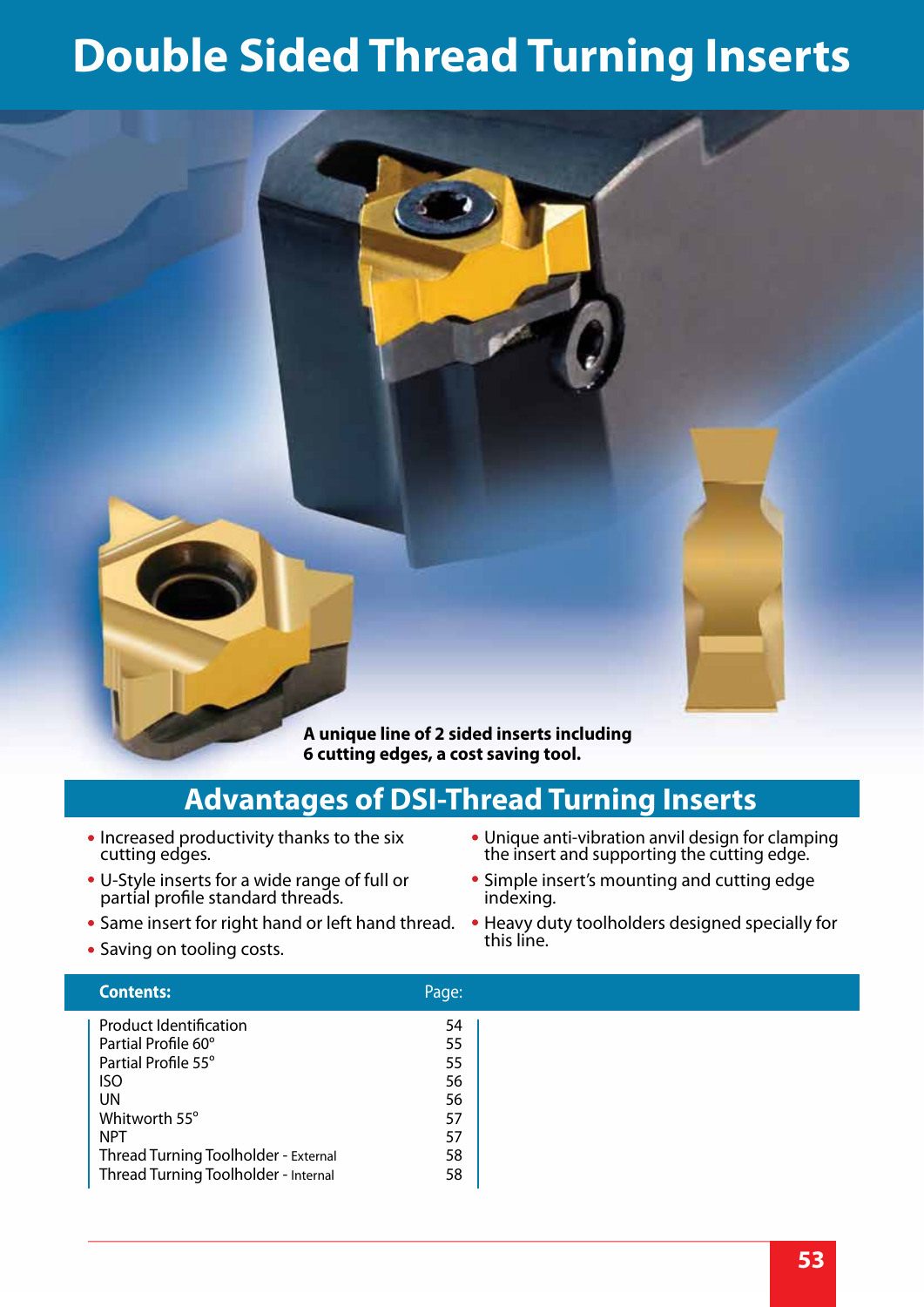# Double Sided Thread Turning Inserts

**A unique line of 2 sided inserts including 6 cutting edges, a cost saving tool.**

## Advantages of DSI-Thread Turning Inserts

- Increased productivity thanks to the six cutting edges.
- U-Style inserts for a wide range of full or partial profile standard threads.
- Same insert for right hand or left hand thread.
- Saving on tooling costs.
- Unique anti-vibration anvil design for clamping the insert and supporting the cutting edge.
- Simple insert's mounting and cutting edge indexing.
- Heavy duty toolholders designed specially for this line.

| **Contents:** | Page: |
|---|---|
| Product Identification | 54 |
| Partial Profile 60° | 55 |
| Partial Profile 55° | 55 |
| ISO | 56 |
| UN | 56 |
| Whitworth 55° | 57 |
| NPT | 57 |
| Thread Turning Toolholder - External | 58 |
| Thread Turning Toolholder - Internal | 58 |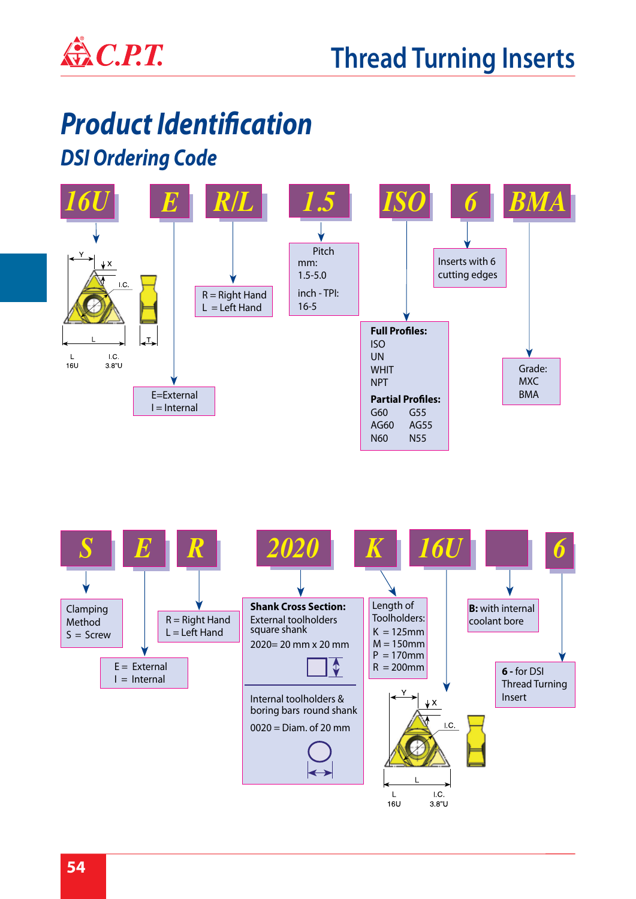# Product Identification

## DSI Ordering Code

**16U E R/L 1.5 ISO 6 BMA**

- **16U** — L: 16U, I.C.: 3.8"U
- **E** — E=External, I = Internal
- **R/L** — R = Right Hand, L = Left Hand
- **1.5** — Pitch mm: 1.5-5.0; inch - TPI: 16-5
- **ISO** —
  - **Full Profiles:** ISO, UN, WHIT, NPT
  - **Partial Profiles:** G60, G55, AG60, AG55, N60, N55
- **6** — Inserts with 6 cutting edges
- **BMA** — Grade: MXC, BMA

**S E R 2020 K 16U 6**

- **S** — Clamping Method, S = Screw
- **E** — E = External, I = Internal
- **R** — R = Right Hand, L = Left Hand
- **2020** —
  - **Shank Cross Section:** External toolholders square shank; 2020= 20 mm x 20 mm
  - Internal toolholders & boring bars round shank; 0020 = Diam. of 20 mm
- **K** — Length of Toolholders: K = 125mm, M = 150mm, P = 170mm, R = 200mm
- **16U** — L: 16U, I.C.: 3.8"U
- **(blank)** — **B:** with internal coolant bore
- **6** — **6** - for DSI Thread Turning Insert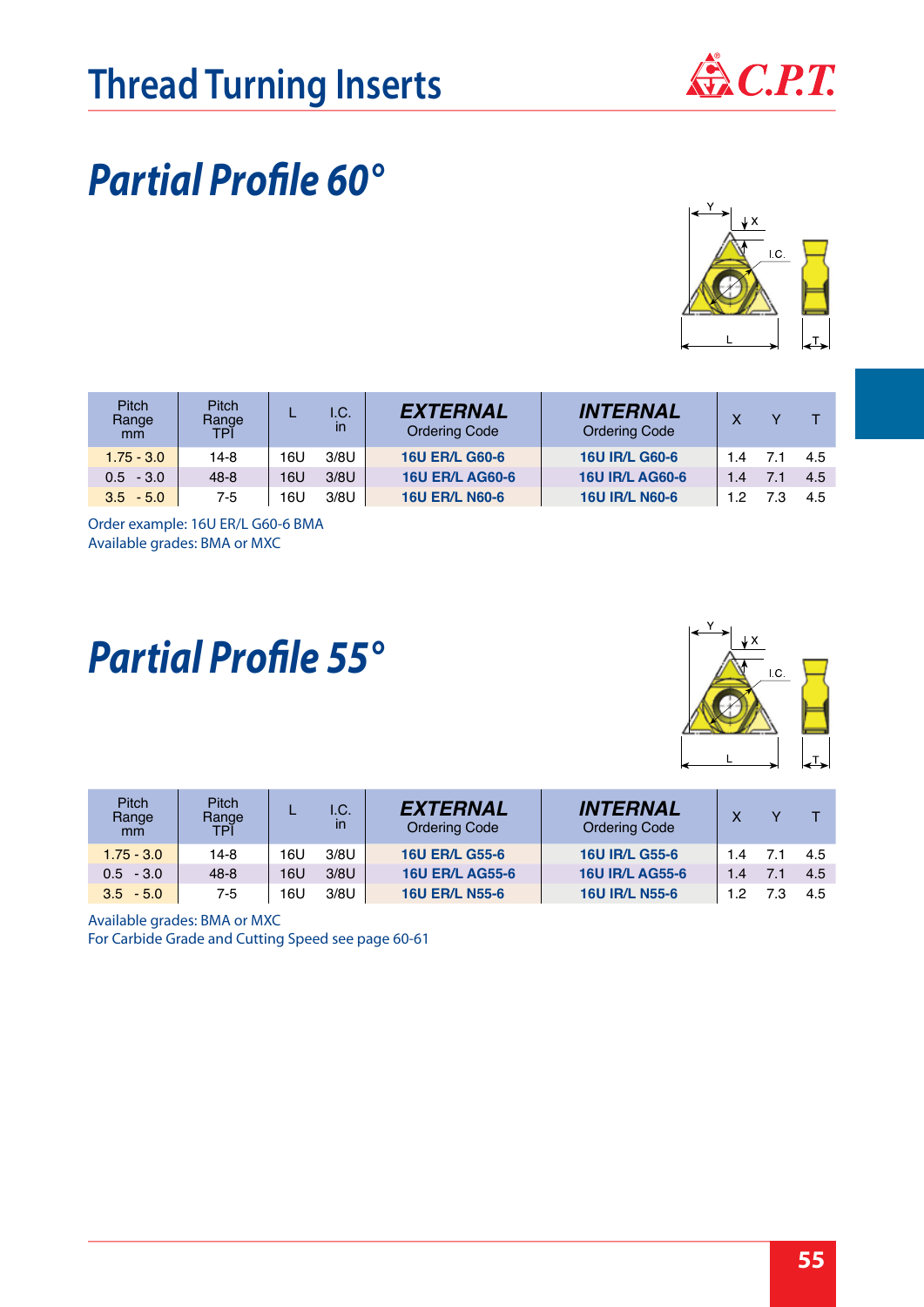# Thread Turning Inserts

## Partial Profile 60°

| Pitch Range mm | Pitch Range TPI | L | I.C. in | EXTERNAL Ordering Code | INTERNAL Ordering Code | X | Y | T |
|---|---|---|---|---|---|---|---|---|
| 1.75 - 3.0 | 14-8 | 16U | 3/8U | 16U ER/L G60-6 | 16U IR/L G60-6 | 1.4 | 7.1 | 4.5 |
| 0.5 - 3.0 | 48-8 | 16U | 3/8U | 16U ER/L AG60-6 | 16U IR/L AG60-6 | 1.4 | 7.1 | 4.5 |
| 3.5 - 5.0 | 7-5 | 16U | 3/8U | 16U ER/L N60-6 | 16U IR/L N60-6 | 1.2 | 7.3 | 4.5 |

Order example: 16U ER/L G60-6 BMA
Available grades: BMA or MXC

## Partial Profile 55°

| Pitch Range mm | Pitch Range TPI | L | I.C. in | EXTERNAL Ordering Code | INTERNAL Ordering Code | X | Y | T |
|---|---|---|---|---|---|---|---|---|
| 1.75 - 3.0 | 14-8 | 16U | 3/8U | 16U ER/L G55-6 | 16U IR/L G55-6 | 1.4 | 7.1 | 4.5 |
| 0.5 - 3.0 | 48-8 | 16U | 3/8U | 16U ER/L AG55-6 | 16U IR/L AG55-6 | 1.4 | 7.1 | 4.5 |
| 3.5 - 5.0 | 7-5 | 16U | 3/8U | 16U ER/L N55-6 | 16U IR/L N55-6 | 1.2 | 7.3 | 4.5 |

Available grades: BMA or MXC
For Carbide Grade and Cutting Speed see page 60-61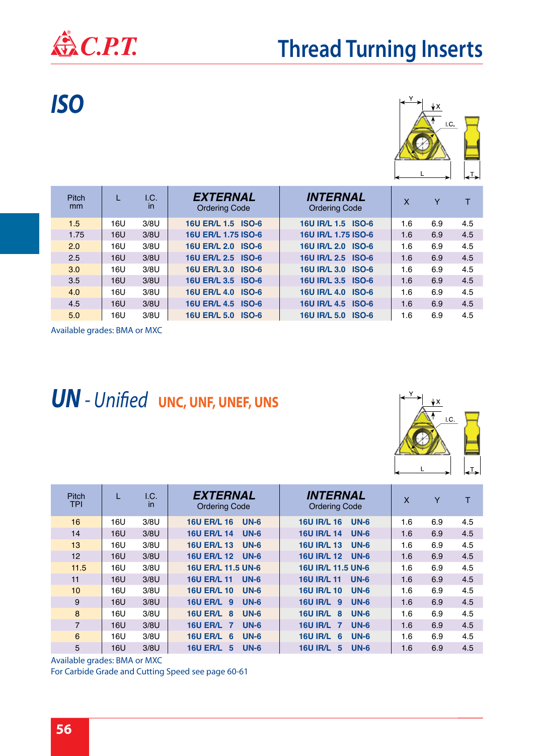# Thread Turning Inserts

## ISO

| Pitch mm | L | I.C. in | **EXTERNAL** Ordering Code | **INTERNAL** Ordering Code | X | Y | T |
|---|---|---|---|---|---|---|---|
| 1.5 | 16U | 3/8U | 16U ER/L 1.5 ISO-6 | 16U IR/L 1.5 ISO-6 | 1.6 | 6.9 | 4.5 |
| 1.75 | 16U | 3/8U | 16U ER/L 1.75 ISO-6 | 16U IR/L 1.75 ISO-6 | 1.6 | 6.9 | 4.5 |
| 2.0 | 16U | 3/8U | 16U ER/L 2.0 ISO-6 | 16U IR/L 2.0 ISO-6 | 1.6 | 6.9 | 4.5 |
| 2.5 | 16U | 3/8U | 16U ER/L 2.5 ISO-6 | 16U IR/L 2.5 ISO-6 | 1.6 | 6.9 | 4.5 |
| 3.0 | 16U | 3/8U | 16U ER/L 3.0 ISO-6 | 16U IR/L 3.0 ISO-6 | 1.6 | 6.9 | 4.5 |
| 3.5 | 16U | 3/8U | 16U ER/L 3.5 ISO-6 | 16U IR/L 3.5 ISO-6 | 1.6 | 6.9 | 4.5 |
| 4.0 | 16U | 3/8U | 16U ER/L 4.0 ISO-6 | 16U IR/L 4.0 ISO-6 | 1.6 | 6.9 | 4.5 |
| 4.5 | 16U | 3/8U | 16U ER/L 4.5 ISO-6 | 16U IR/L 4.5 ISO-6 | 1.6 | 6.9 | 4.5 |
| 5.0 | 16U | 3/8U | 16U ER/L 5.0 ISO-6 | 16U IR/L 5.0 ISO-6 | 1.6 | 6.9 | 4.5 |

Available grades: BMA or MXC

## UN - *Unified* UNC, UNF, UNEF, UNS

| Pitch TPI | L | I.C. in | **EXTERNAL** Ordering Code | **INTERNAL** Ordering Code | X | Y | T |
|---|---|---|---|---|---|---|---|
| 16 | 16U | 3/8U | 16U ER/L 16 UN-6 | 16U IR/L 16 UN-6 | 1.6 | 6.9 | 4.5 |
| 14 | 16U | 3/8U | 16U ER/L 14 UN-6 | 16U IR/L 14 UN-6 | 1.6 | 6.9 | 4.5 |
| 13 | 16U | 3/8U | 16U ER/L 13 UN-6 | 16U IR/L 13 UN-6 | 1.6 | 6.9 | 4.5 |
| 12 | 16U | 3/8U | 16U ER/L 12 UN-6 | 16U IR/L 12 UN-6 | 1.6 | 6.9 | 4.5 |
| 11.5 | 16U | 3/8U | 16U ER/L 11.5 UN-6 | 16U IR/L 11.5 UN-6 | 1.6 | 6.9 | 4.5 |
| 11 | 16U | 3/8U | 16U ER/L 11 UN-6 | 16U IR/L 11 UN-6 | 1.6 | 6.9 | 4.5 |
| 10 | 16U | 3/8U | 16U ER/L 10 UN-6 | 16U IR/L 10 UN-6 | 1.6 | 6.9 | 4.5 |
| 9 | 16U | 3/8U | 16U ER/L 9 UN-6 | 16U IR/L 9 UN-6 | 1.6 | 6.9 | 4.5 |
| 8 | 16U | 3/8U | 16U ER/L 8 UN-6 | 16U IR/L 8 UN-6 | 1.6 | 6.9 | 4.5 |
| 7 | 16U | 3/8U | 16U ER/L 7 UN-6 | 16U IR/L 7 UN-6 | 1.6 | 6.9 | 4.5 |
| 6 | 16U | 3/8U | 16U ER/L 6 UN-6 | 16U IR/L 6 UN-6 | 1.6 | 6.9 | 4.5 |
| 5 | 16U | 3/8U | 16U ER/L 5 UN-6 | 16U IR/L 5 UN-6 | 1.6 | 6.9 | 4.5 |

Available grades: BMA or MXC

For Carbide Grade and Cutting Speed see page 60-61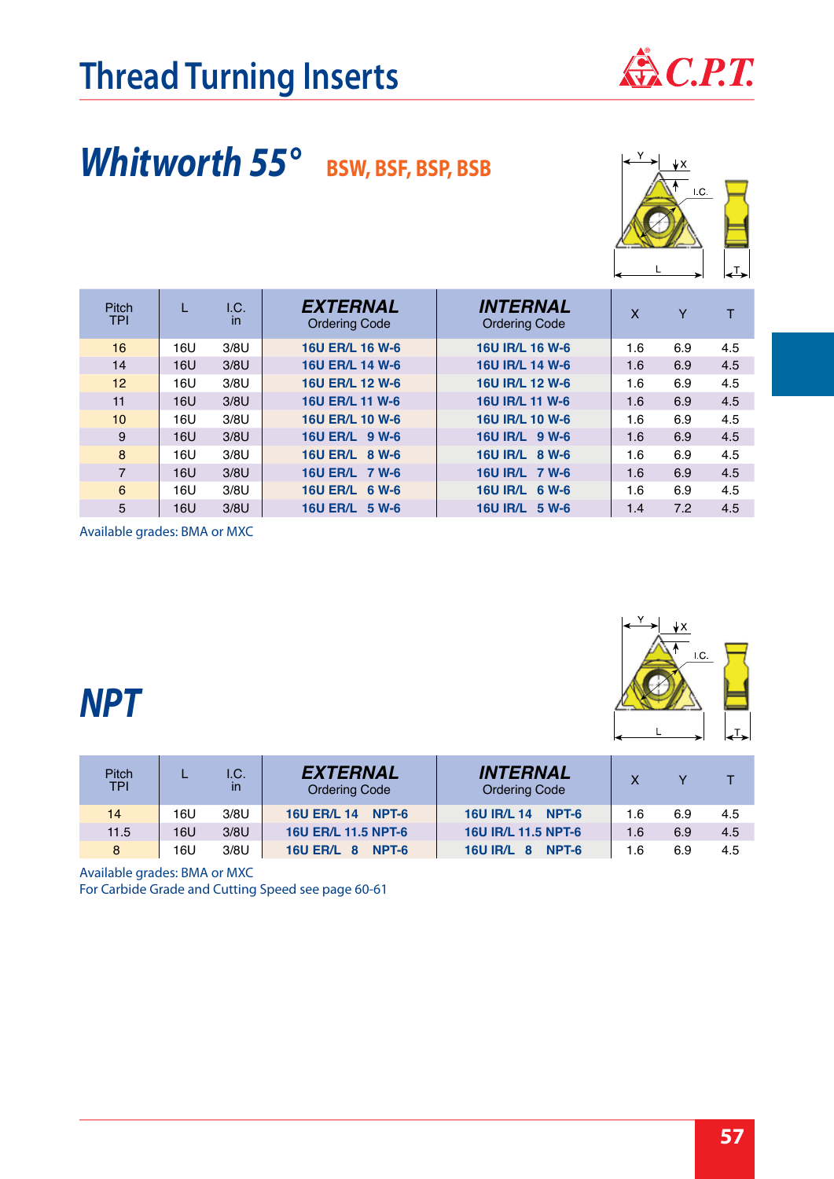# Thread Turning Inserts

## Whitworth 55° BSW, BSF, BSP, BSB

| Pitch TPI | L | I.C. in | EXTERNAL Ordering Code | INTERNAL Ordering Code | X | Y | T |
|---|---|---|---|---|---|---|---|
| 16 | 16U | 3/8U | 16U ER/L 16 W-6 | 16U IR/L 16 W-6 | 1.6 | 6.9 | 4.5 |
| 14 | 16U | 3/8U | 16U ER/L 14 W-6 | 16U IR/L 14 W-6 | 1.6 | 6.9 | 4.5 |
| 12 | 16U | 3/8U | 16U ER/L 12 W-6 | 16U IR/L 12 W-6 | 1.6 | 6.9 | 4.5 |
| 11 | 16U | 3/8U | 16U ER/L 11 W-6 | 16U IR/L 11 W-6 | 1.6 | 6.9 | 4.5 |
| 10 | 16U | 3/8U | 16U ER/L 10 W-6 | 16U IR/L 10 W-6 | 1.6 | 6.9 | 4.5 |
| 9 | 16U | 3/8U | 16U ER/L 9 W-6 | 16U IR/L 9 W-6 | 1.6 | 6.9 | 4.5 |
| 8 | 16U | 3/8U | 16U ER/L 8 W-6 | 16U IR/L 8 W-6 | 1.6 | 6.9 | 4.5 |
| 7 | 16U | 3/8U | 16U ER/L 7 W-6 | 16U IR/L 7 W-6 | 1.6 | 6.9 | 4.5 |
| 6 | 16U | 3/8U | 16U ER/L 6 W-6 | 16U IR/L 6 W-6 | 1.6 | 6.9 | 4.5 |
| 5 | 16U | 3/8U | 16U ER/L 5 W-6 | 16U IR/L 5 W-6 | 1.4 | 7.2 | 4.5 |

Available grades: BMA or MXC

## NPT

| Pitch TPI | L | I.C. in | EXTERNAL Ordering Code | INTERNAL Ordering Code | X | Y | T |
|---|---|---|---|---|---|---|---|
| 14 | 16U | 3/8U | 16U ER/L 14 NPT-6 | 16U IR/L 14 NPT-6 | 1.6 | 6.9 | 4.5 |
| 11.5 | 16U | 3/8U | 16U ER/L 11.5 NPT-6 | 16U IR/L 11.5 NPT-6 | 1.6 | 6.9 | 4.5 |
| 8 | 16U | 3/8U | 16U ER/L 8 NPT-6 | 16U IR/L 8 NPT-6 | 1.6 | 6.9 | 4.5 |

Available grades: BMA or MXC

For Carbide Grade and Cutting Speed see page 60-61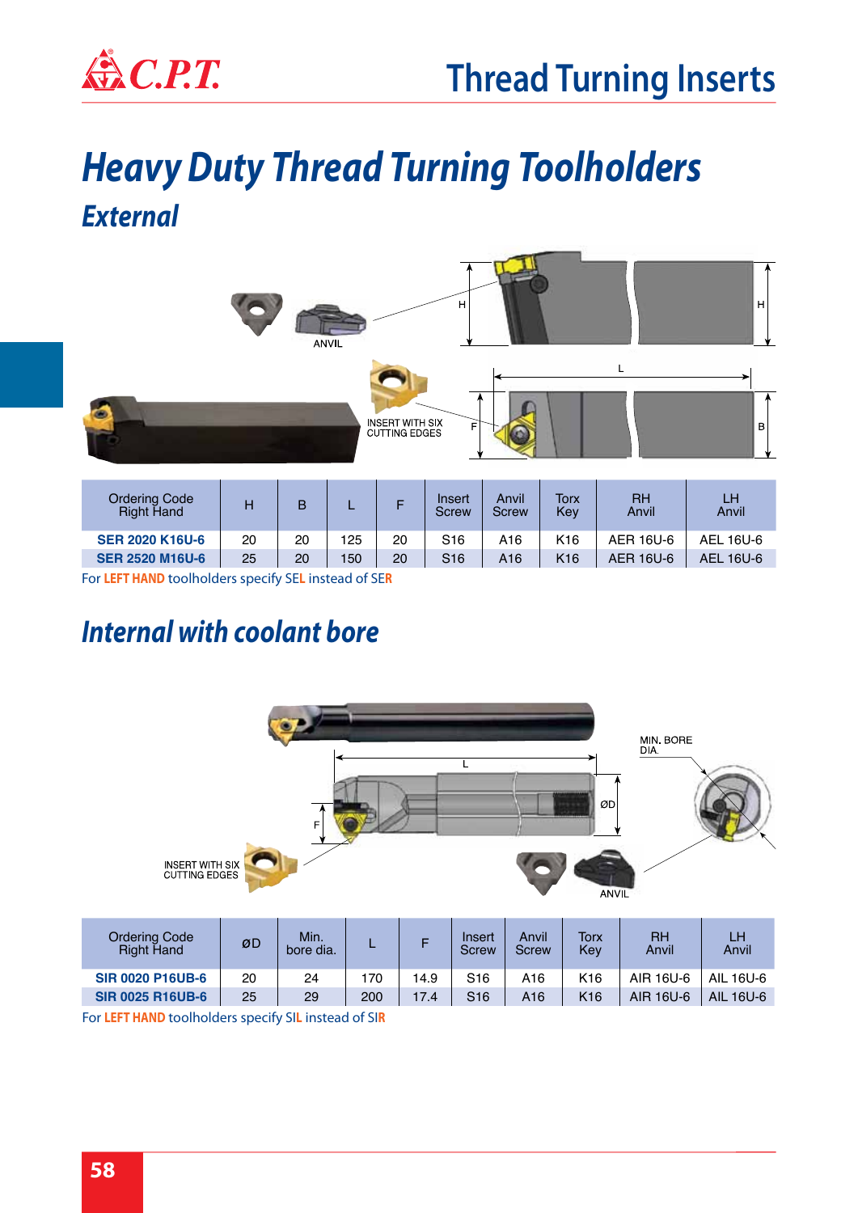# Heavy Duty Thread Turning Toolholders

## External

ANVIL

INSERT WITH SIX CUTTING EDGES

H
L
F
B

| Ordering Code Right Hand | H | B | L | F | Insert Screw | Anvil Screw | Torx Key | RH Anvil | LH Anvil |
|---|---|---|---|---|---|---|---|---|---|
| **SER 2020 K16U-6** | 20 | 20 | 125 | 20 | S16 | A16 | K16 | AER 16U-6 | AEL 16U-6 |
| **SER 2520 M16U-6** | 25 | 20 | 150 | 20 | S16 | A16 | K16 | AER 16U-6 | AEL 16U-6 |

For **LEFT HAND** toolholders specify SE**L** instead of SE**R**

## Internal with coolant bore

MIN. BORE DIA.

L
ØD
F

INSERT WITH SIX CUTTING EDGES

ANVIL

| Ordering Code Right Hand | ØD | Min. bore dia. | L | F | Insert Screw | Anvil Screw | Torx Key | RH Anvil | LH Anvil |
|---|---|---|---|---|---|---|---|---|---|
| **SIR 0020 P16UB-6** | 20 | 24 | 170 | 14.9 | S16 | A16 | K16 | AIR 16U-6 | AIL 16U-6 |
| **SIR 0025 R16UB-6** | 25 | 29 | 200 | 17.4 | S16 | A16 | K16 | AIR 16U-6 | AIL 16U-6 |

For **LEFT HAND** toolholders specify SI**L** instead of SI**R**